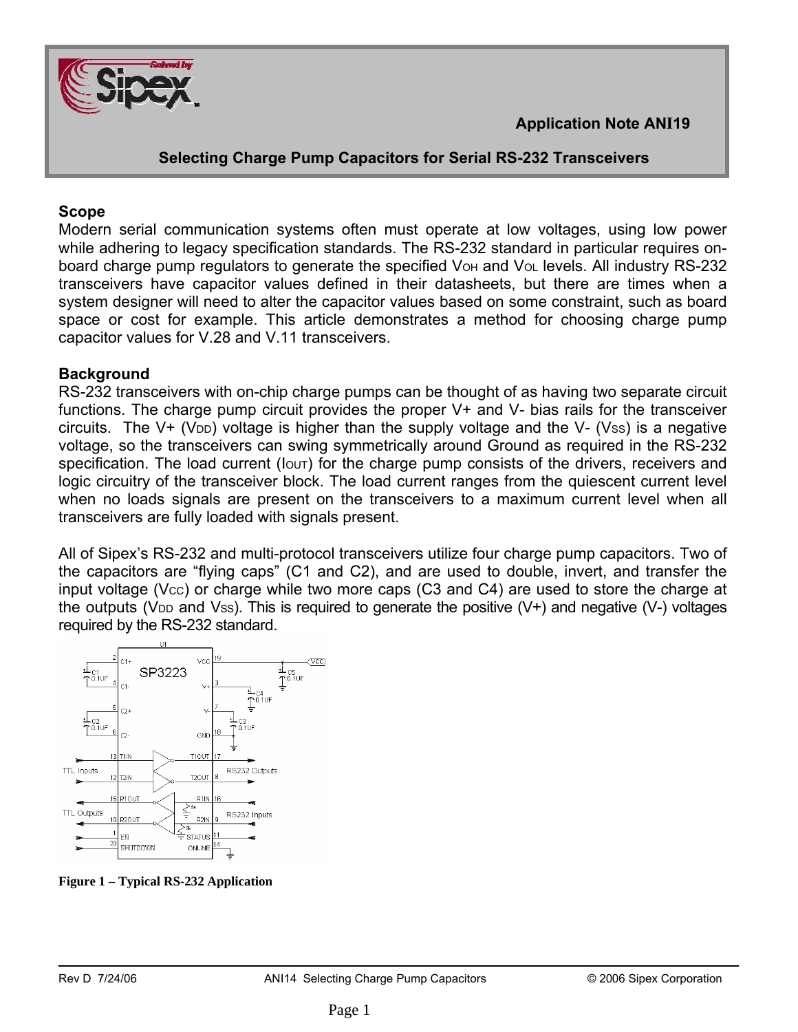Application Note ANI19

# Selecting Charge Pump Capacitors for Serial RS-232 Transceivers

## Scope

Modern serial communication systems often must operate at low voltages, using low power while adhering to legacy specification standards. The RS-232 standard in particular requires on-board charge pump regulators to generate the specified $V_{OH}$ and $V_{OL}$ levels. All industry RS-232 transceivers have capacitor values defined in their datasheets, but there are times when a system designer will need to alter the capacitor values based on some constraint, such as board space or cost for example. This article demonstrates a method for choosing charge pump capacitor values for V.28 and V.11 transceivers.

## Background

RS-232 transceivers with on-chip charge pumps can be thought of as having two separate circuit functions. The charge pump circuit provides the proper V+ and V- bias rails for the transceiver circuits. The V+ ($V_{DD}$) voltage is higher than the supply voltage and the V- ($V_{SS}$) is a negative voltage, so the transceivers can swing symmetrically around Ground as required in the RS-232 specification. The load current ($I_{OUT}$) for the charge pump consists of the drivers, receivers and logic circuitry of the transceiver block. The load current ranges from the quiescent current level when no loads signals are present on the transceivers to a maximum current level when all transceivers are fully loaded with signals present.

All of Sipex's RS-232 and multi-protocol transceivers utilize four charge pump capacitors. Two of the capacitors are "flying caps" (C1 and C2), and are used to double, invert, and transfer the input voltage ($V_{CC}$) or charge while two more caps (C3 and C4) are used to store the charge at the outputs ($V_{DD}$ and $V_{SS}$). This is required to generate the positive (V+) and negative (V-) voltages required by the RS-232 standard.

**Figure 1 – Typical RS-232 Application**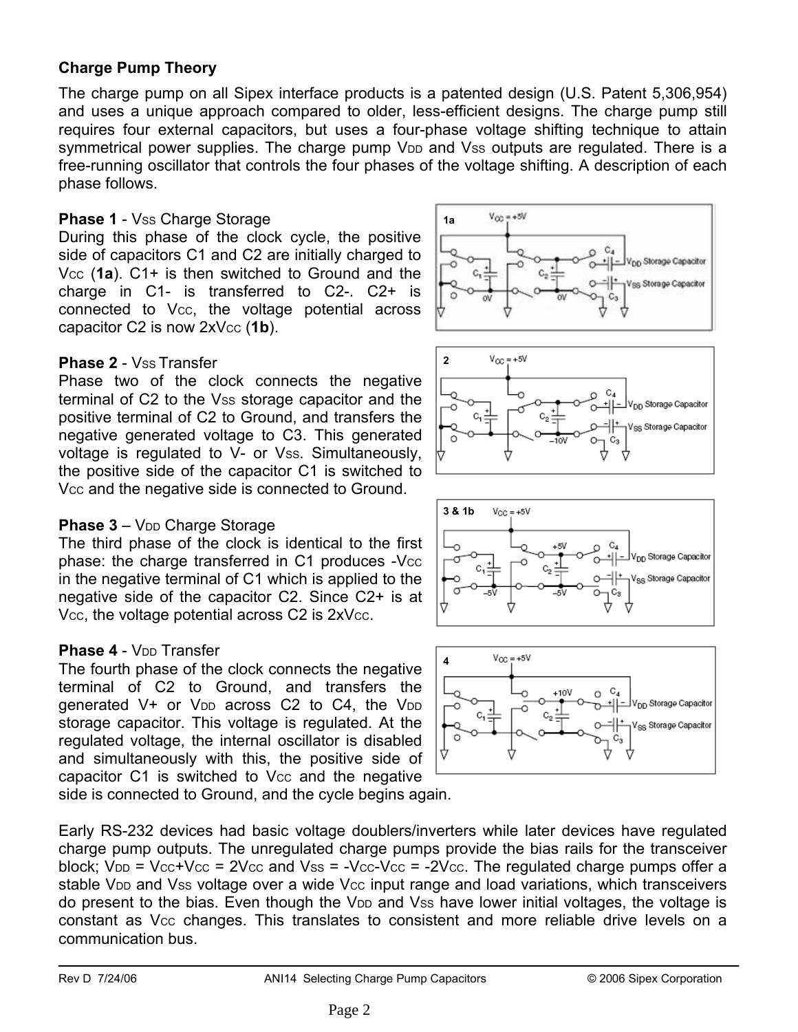**Charge Pump Theory**

The charge pump on all Sipex interface products is a patented design (U.S. Patent 5,306,954) and uses a unique approach compared to older, less-efficient designs. The charge pump still requires four external capacitors, but uses a four-phase voltage shifting technique to attain symmetrical power supplies. The charge pump $V_{DD}$ and $V_{SS}$ outputs are regulated. There is a free-running oscillator that controls the four phases of the voltage shifting. A description of each phase follows.

**Phase 1** - $V_{SS}$ Charge Storage
During this phase of the clock cycle, the positive side of capacitors C1 and C2 are initially charged to $V_{CC}$ (**1a**). C1+ is then switched to Ground and the charge in C1- is transferred to C2-. C2+ is connected to $V_{CC}$, the voltage potential across capacitor C2 is now 2x$V_{CC}$ (**1b**).

**Phase 2** - $V_{SS}$ Transfer
Phase two of the clock connects the negative terminal of C2 to the $V_{SS}$ storage capacitor and the positive terminal of C2 to Ground, and transfers the negative generated voltage to C3. This generated voltage is regulated to V- or $V_{SS}$. Simultaneously, the positive side of the capacitor C1 is switched to $V_{CC}$ and the negative side is connected to Ground.

**Phase 3** – $V_{DD}$ Charge Storage
The third phase of the clock is identical to the first phase: the charge transferred in C1 produces -$V_{CC}$ in the negative terminal of C1 which is applied to the negative side of the capacitor C2. Since C2+ is at $V_{CC}$, the voltage potential across C2 is 2x$V_{CC}$.

**Phase 4** - $V_{DD}$ Transfer
The fourth phase of the clock connects the negative terminal of C2 to Ground, and transfers the generated V+ or $V_{DD}$ across C2 to C4, the $V_{DD}$ storage capacitor. This voltage is regulated. At the regulated voltage, the internal oscillator is disabled and simultaneously with this, the positive side of capacitor C1 is switched to $V_{CC}$ and the negative side is connected to Ground, and the cycle begins again.

Early RS-232 devices had basic voltage doublers/inverters while later devices have regulated charge pump outputs. The unregulated charge pumps provide the bias rails for the transceiver block; $V_{DD} = V_{CC}+V_{CC} = 2V_{CC}$ and $V_{SS} = -V_{CC}-V_{CC} = -2V_{CC}$. The regulated charge pumps offer a stable $V_{DD}$ and $V_{SS}$ voltage over a wide $V_{CC}$ input range and load variations, which transceivers do present to the bias. Even though the $V_{DD}$ and $V_{SS}$ have lower initial voltages, the voltage is constant as $V_{CC}$ changes. This translates to consistent and more reliable drive levels on a communication bus.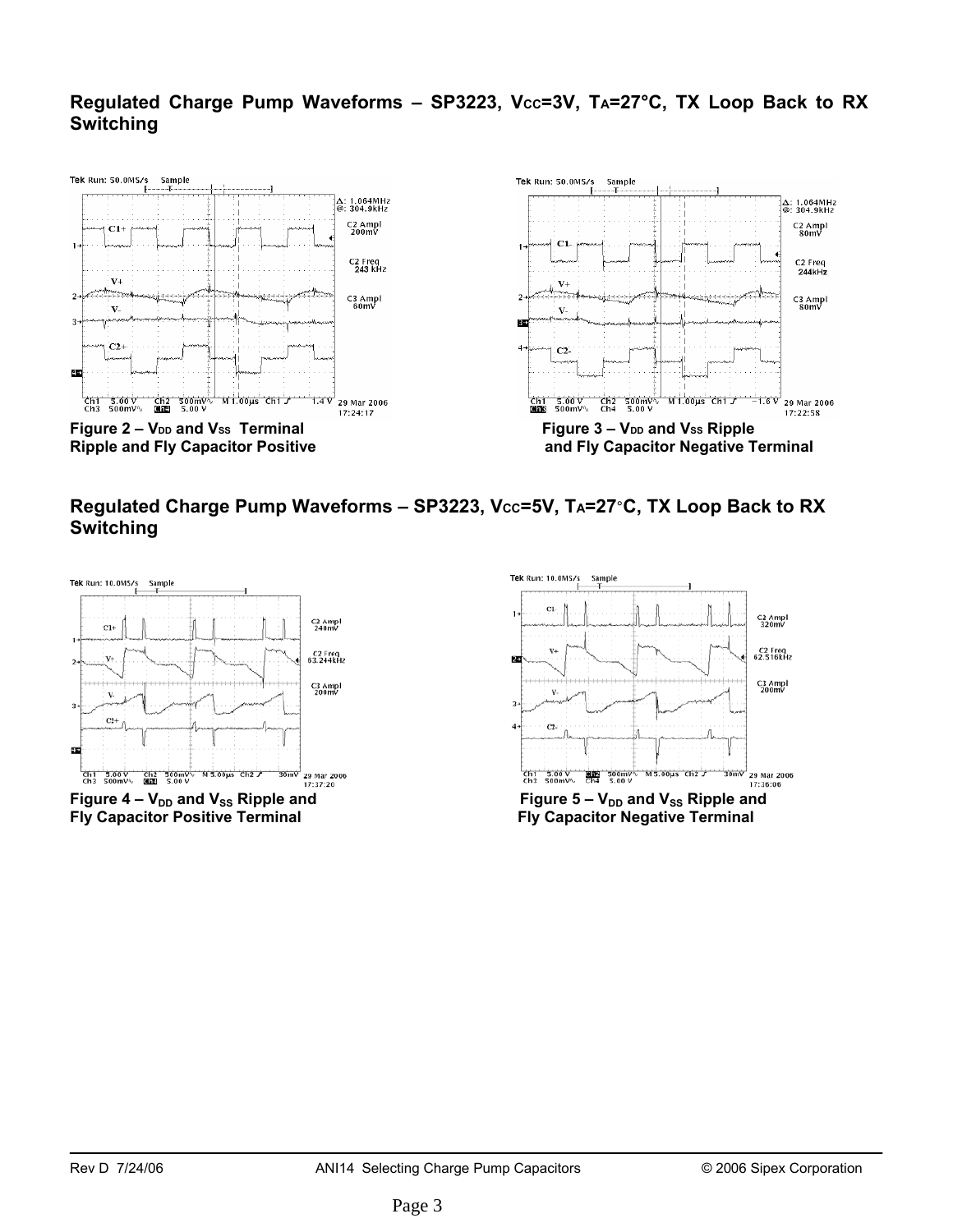## Regulated Charge Pump Waveforms – SP3223, $V_{CC}$=3V, $T_A$=27°C, TX Loop Back to RX Switching

**Figure 2 – $V_{DD}$ and $V_{SS}$ Terminal Ripple and Fly Capacitor Positive**

**Figure 3 – $V_{DD}$ and $V_{SS}$ Ripple and Fly Capacitor Negative Terminal**

## Regulated Charge Pump Waveforms – SP3223, $V_{CC}$=5V, $T_A$=27°C, TX Loop Back to RX Switching

**Figure 4 – $V_{DD}$ and $V_{SS}$ Ripple and Fly Capacitor Positive Terminal**

**Figure 5 – $V_{DD}$ and $V_{SS}$ Ripple and Fly Capacitor Negative Terminal**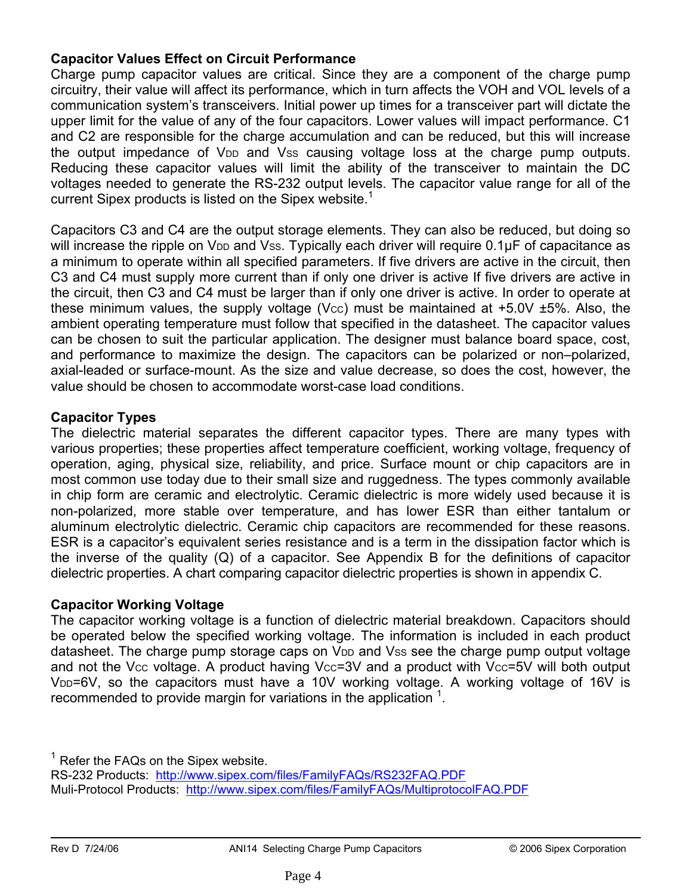**Capacitor Values Effect on Circuit Performance**

Charge pump capacitor values are critical. Since they are a component of the charge pump circuitry, their value will affect its performance, which in turn affects the VOH and VOL levels of a communication system's transceivers. Initial power up times for a transceiver part will dictate the upper limit for the value of any of the four capacitors. Lower values will impact performance. C1 and C2 are responsible for the charge accumulation and can be reduced, but this will increase the output impedance of $V_{DD}$ and $V_{SS}$ causing voltage loss at the charge pump outputs. Reducing these capacitor values will limit the ability of the transceiver to maintain the DC voltages needed to generate the RS-232 output levels. The capacitor value range for all of the current Sipex products is listed on the Sipex website.[1]

Capacitors C3 and C4 are the output storage elements. They can also be reduced, but doing so will increase the ripple on $V_{DD}$ and $V_{SS}$. Typically each driver will require 0.1µF of capacitance as a minimum to operate within all specified parameters. If five drivers are active in the circuit, then C3 and C4 must supply more current than if only one driver is active If five drivers are active in the circuit, then C3 and C4 must be larger than if only one driver is active. In order to operate at these minimum values, the supply voltage ($V_{CC}$) must be maintained at +5.0V ±5%. Also, the ambient operating temperature must follow that specified in the datasheet. The capacitor values can be chosen to suit the particular application. The designer must balance board space, cost, and performance to maximize the design. The capacitors can be polarized or non–polarized, axial-leaded or surface-mount. As the size and value decrease, so does the cost, however, the value should be chosen to accommodate worst-case load conditions.

**Capacitor Types**

The dielectric material separates the different capacitor types. There are many types with various properties; these properties affect temperature coefficient, working voltage, frequency of operation, aging, physical size, reliability, and price. Surface mount or chip capacitors are in most common use today due to their small size and ruggedness. The types commonly available in chip form are ceramic and electrolytic. Ceramic dielectric is more widely used because it is non-polarized, more stable over temperature, and has lower ESR than either tantalum or aluminum electrolytic dielectric. Ceramic chip capacitors are recommended for these reasons. ESR is a capacitor's equivalent series resistance and is a term in the dissipation factor which is the inverse of the quality (Q) of a capacitor. See Appendix B for the definitions of capacitor dielectric properties. A chart comparing capacitor dielectric properties is shown in appendix C.

**Capacitor Working Voltage**

The capacitor working voltage is a function of dielectric material breakdown. Capacitors should be operated below the specified working voltage. The information is included in each product datasheet. The charge pump storage caps on $V_{DD}$ and $V_{SS}$ see the charge pump output voltage and not the $V_{CC}$ voltage. A product having $V_{CC}$=3V and a product with $V_{CC}$=5V will both output $V_{DD}$=6V, so the capacitors must have a 10V working voltage. A working voltage of 16V is recommended to provide margin for variations in the application [1].

[1] Refer the FAQs on the Sipex website.
RS-232 Products: http://www.sipex.com/files/FamilyFAQs/RS232FAQ.PDF
Muli-Protocol Products: http://www.sipex.com/files/FamilyFAQs/MultiprotocolFAQ.PDF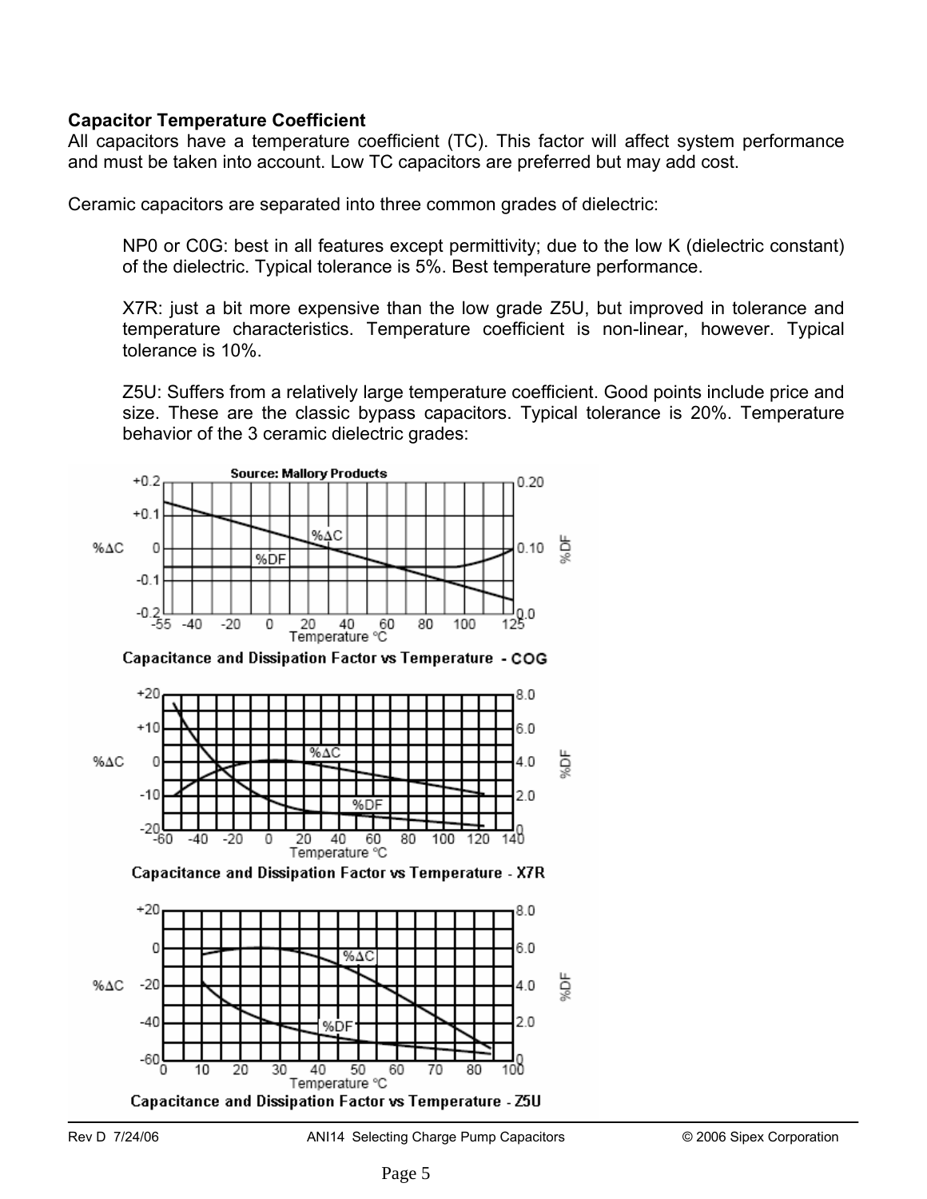**Capacitor Temperature Coefficient**

All capacitors have a temperature coefficient (TC). This factor will affect system performance and must be taken into account. Low TC capacitors are preferred but may add cost.

Ceramic capacitors are separated into three common grades of dielectric:

NP0 or C0G: best in all features except permittivity; due to the low K (dielectric constant) of the dielectric. Typical tolerance is 5%. Best temperature performance.

X7R: just a bit more expensive than the low grade Z5U, but improved in tolerance and temperature characteristics. Temperature coefficient is non-linear, however. Typical tolerance is 10%.

Z5U: Suffers from a relatively large temperature coefficient. Good points include price and size. These are the classic bypass capacitors. Typical tolerance is 20%. Temperature behavior of the 3 ceramic dielectric grades:

Source: Mallory Products

Capacitance and Dissipation Factor vs Temperature - COG

Capacitance and Dissipation Factor vs Temperature - X7R

Capacitance and Dissipation Factor vs Temperature - Z5U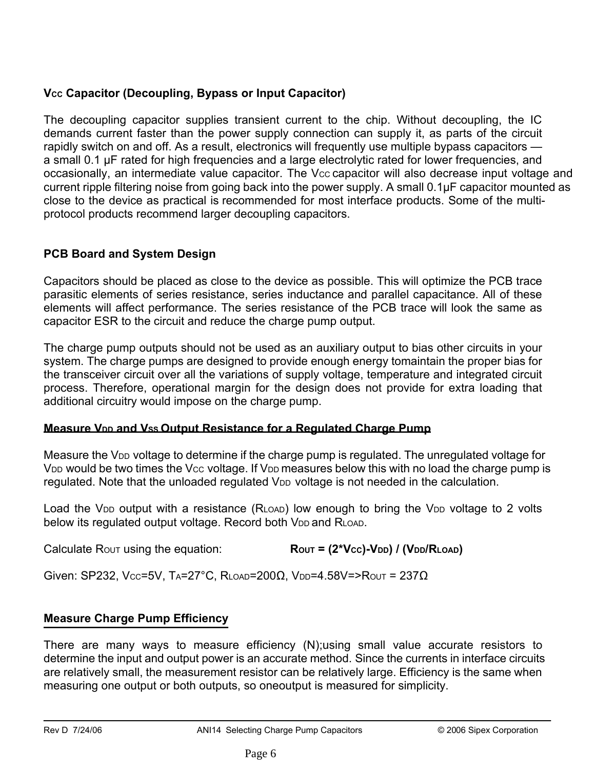### $V_{CC}$ Capacitor (Decoupling, Bypass or Input Capacitor)

The decoupling capacitor supplies transient current to the chip. Without decoupling, the IC demands current faster than the power supply connection can supply it, as parts of the circuit rapidly switch on and off. As a result, electronics will frequently use multiple bypass capacitors — a small 0.1 μF rated for high frequencies and a large electrolytic rated for lower frequencies, and occasionally, an intermediate value capacitor. The $V_{CC}$ capacitor will also decrease input voltage and current ripple filtering noise from going back into the power supply. A small 0.1μF capacitor mounted as close to the device as practical is recommended for most interface products. Some of the multi-protocol products recommend larger decoupling capacitors.

### PCB Board and System Design

Capacitors should be placed as close to the device as possible. This will optimize the PCB trace parasitic elements of series resistance, series inductance and parallel capacitance. All of these elements will affect performance. The series resistance of the PCB trace will look the same as capacitor ESR to the circuit and reduce the charge pump output.

The charge pump outputs should not be used as an auxiliary output to bias other circuits in your system. The charge pumps are designed to provide enough energy tomaintain the proper bias for the transceiver circuit over all the variations of supply voltage, temperature and integrated circuit process. Therefore, operational margin for the design does not provide for extra loading that additional circuitry would impose on the charge pump.

### Measure $V_{DD}$ and $V_{SS}$ Output Resistance for a Regulated Charge Pump

Measure the $V_{DD}$ voltage to determine if the charge pump is regulated. The unregulated voltage for $V_{DD}$ would be two times the $V_{CC}$ voltage. If $V_{DD}$ measures below this with no load the charge pump is regulated. Note that the unloaded regulated $V_{DD}$ voltage is not needed in the calculation.

Load the $V_{DD}$ output with a resistance ($R_{LOAD}$) low enough to bring the $V_{DD}$ voltage to 2 volts below its regulated output voltage. Record both $V_{DD}$ and $R_{LOAD}$.

Calculate $R_{OUT}$ using the equation: $\mathbf{R_{OUT} = (2 \cdot V_{CC}) - V_{DD}) / (V_{DD}/R_{LOAD})}$

Given: SP232, $V_{CC}$=5V, $T_A$=27°C, $R_{LOAD}$=200Ω, $V_{DD}$=4.58V=>$R_{OUT}$ = 237Ω

### Measure Charge Pump Efficiency

There are many ways to measure efficiency (N);using small value accurate resistors to determine the input and output power is an accurate method. Since the currents in interface circuits are relatively small, the measurement resistor can be relatively large. Efficiency is the same when measuring one output or both outputs, so oneoutput is measured for simplicity.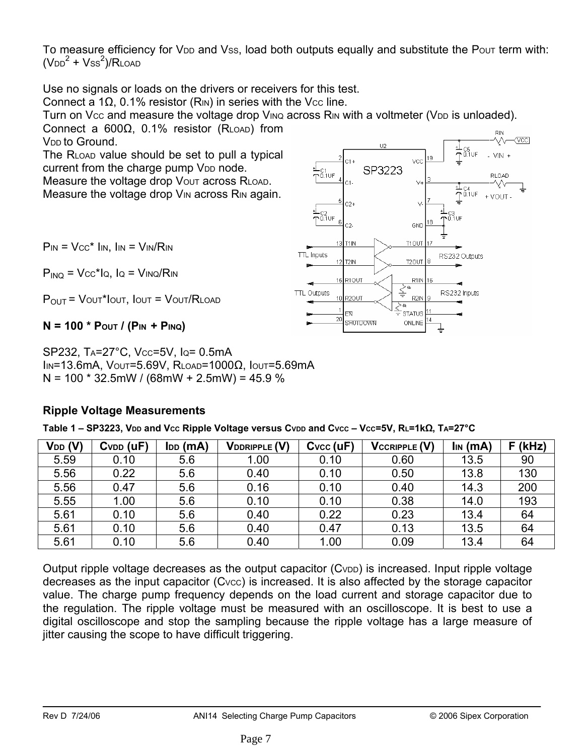To measure efficiency for $V_{DD}$ and $V_{SS}$, load both outputs equally and substitute the $P_{OUT}$ term with: $(V_{DD}^2 + V_{SS}^2)/R_{LOAD}$

Use no signals or loads on the drivers or receivers for this test.
Connect a 1Ω, 0.1% resistor ($R_{IN}$) in series with the $V_{CC}$ line.
Turn on $V_{CC}$ and measure the voltage drop $V_{INQ}$ across $R_{IN}$ with a voltmeter ($V_{DD}$ is unloaded).
Connect a 600Ω, 0.1% resistor ($R_{LOAD}$) from $V_{DD}$ to Ground.
The $R_{LOAD}$ value should be set to pull a typical current from the charge pump $V_{DD}$ node.
Measure the voltage drop $V_{OUT}$ across $R_{LOAD}$.
Measure the voltage drop $V_{IN}$ across $R_{IN}$ again.

$P_{IN} = V_{CC} * I_{IN}$, $I_{IN} = V_{IN}/R_{IN}$

$P_{INQ} = V_{CC} * I_Q$, $I_Q = V_{INQ}/R_{IN}$

$P_{OUT} = V_{OUT} * I_{OUT}$, $I_{OUT} = V_{OUT}/R_{LOAD}$

**$N = 100 * P_{OUT} / (P_{IN} + P_{INQ})$**

SP232, $T_A$=27°C, $V_{CC}$=5V, $I_Q$= 0.5mA
$I_{IN}$=13.6mA, $V_{OUT}$=5.69V, $R_{LOAD}$=1000Ω, $I_{OUT}$=5.69mA
N = 100 * 32.5mW / (68mW + 2.5mW) = 45.9 %

### Ripple Voltage Measurements

**Table 1 – SP3223, $V_{DD}$ and $V_{CC}$ Ripple Voltage versus $C_{VDD}$ and $C_{VCC}$ – $V_{CC}$=5V, $R_L$=1kΩ, $T_A$=27°C**

| $V_{DD}$ (V) | $C_{VDD}$ (uF) | $I_{DD}$ (mA) | $V_{DDRIPPLE}$ (V) | $C_{VCC}$ (uF) | $V_{CCRIPPLE}$ (V) | $I_{IN}$ (mA) | F (kHz) |
|---|---|---|---|---|---|---|---|
| 5.59 | 0.10 | 5.6 | 1.00 | 0.10 | 0.60 | 13.5 | 90 |
| 5.56 | 0.22 | 5.6 | 0.40 | 0.10 | 0.50 | 13.8 | 130 |
| 5.56 | 0.47 | 5.6 | 0.16 | 0.10 | 0.40 | 14.3 | 200 |
| 5.55 | 1.00 | 5.6 | 0.10 | 0.10 | 0.38 | 14.0 | 193 |
| 5.61 | 0.10 | 5.6 | 0.40 | 0.22 | 0.23 | 13.4 | 64 |
| 5.61 | 0.10 | 5.6 | 0.40 | 0.47 | 0.13 | 13.5 | 64 |
| 5.61 | 0.10 | 5.6 | 0.40 | 1.00 | 0.09 | 13.4 | 64 |

Output ripple voltage decreases as the output capacitor ($C_{VDD}$) is increased. Input ripple voltage decreases as the input capacitor ($C_{VCC}$) is increased. It is also affected by the storage capacitor value. The charge pump frequency depends on the load current and storage capacitor due to the regulation. The ripple voltage must be measured with an oscilloscope. It is best to use a digital oscilloscope and stop the sampling because the ripple voltage has a large measure of jitter causing the scope to have difficult triggering.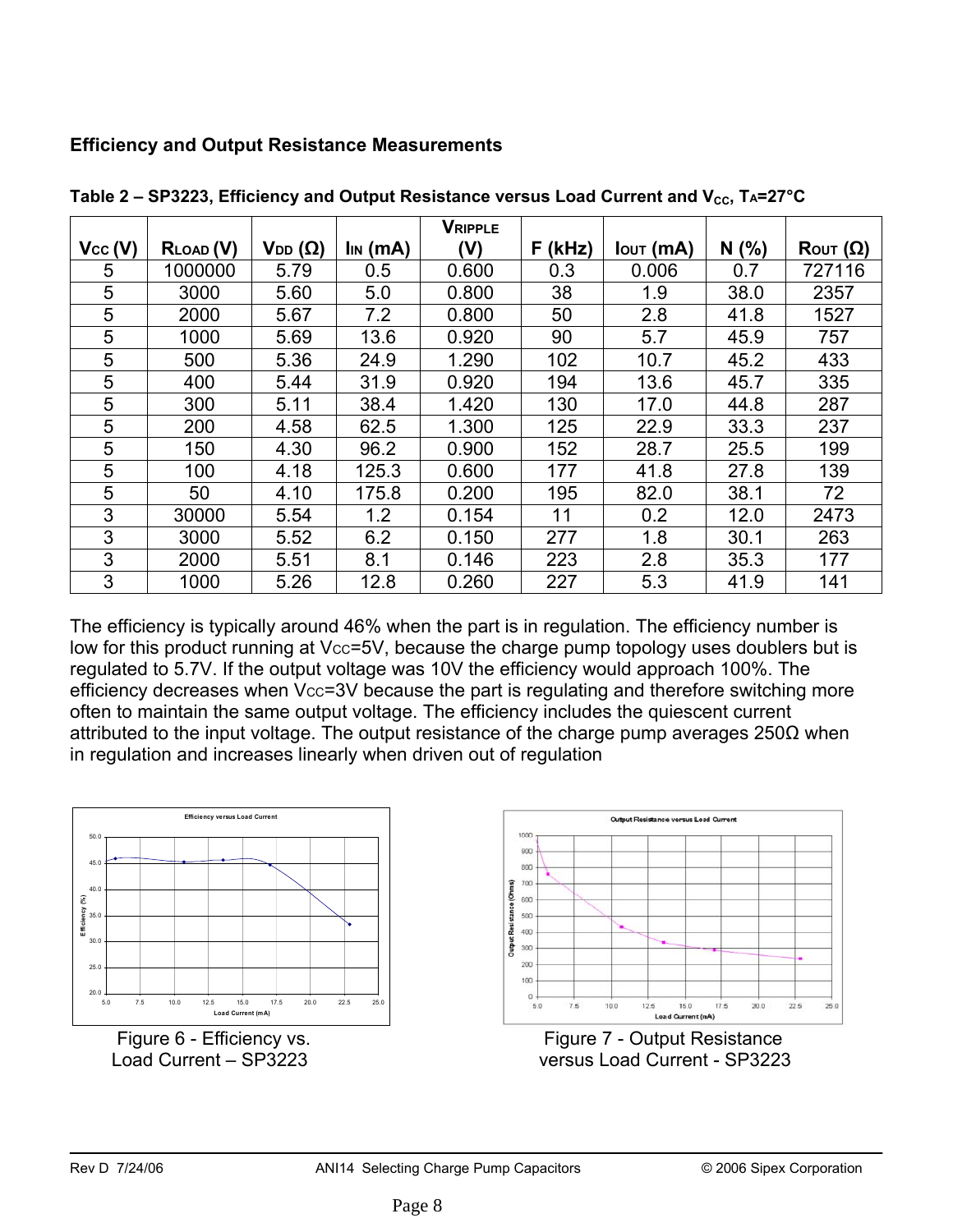## Efficiency and Output Resistance Measurements

**Table 2 – SP3223, Efficiency and Output Resistance versus Load Current and $V_{CC}$, $T_A$=27°C**

| $V_{CC}$ (V) | $R_{LOAD}$ (V) | $V_{DD}$ (Ω) | $I_{IN}$ (mA) | $V_{RIPPLE}$ (V) | F (kHz) | $I_{OUT}$ (mA) | N (%) | $R_{OUT}$ (Ω) |
|---|---|---|---|---|---|---|---|---|
| 5 | 1000000 | 5.79 | 0.5 | 0.600 | 0.3 | 0.006 | 0.7 | 727116 |
| 5 | 3000 | 5.60 | 5.0 | 0.800 | 38 | 1.9 | 38.0 | 2357 |
| 5 | 2000 | 5.67 | 7.2 | 0.800 | 50 | 2.8 | 41.8 | 1527 |
| 5 | 1000 | 5.69 | 13.6 | 0.920 | 90 | 5.7 | 45.9 | 757 |
| 5 | 500 | 5.36 | 24.9 | 1.290 | 102 | 10.7 | 45.2 | 433 |
| 5 | 400 | 5.44 | 31.9 | 0.920 | 194 | 13.6 | 45.7 | 335 |
| 5 | 300 | 5.11 | 38.4 | 1.420 | 130 | 17.0 | 44.8 | 287 |
| 5 | 200 | 4.58 | 62.5 | 1.300 | 125 | 22.9 | 33.3 | 237 |
| 5 | 150 | 4.30 | 96.2 | 0.900 | 152 | 28.7 | 25.5 | 199 |
| 5 | 100 | 4.18 | 125.3 | 0.600 | 177 | 41.8 | 27.8 | 139 |
| 5 | 50 | 4.10 | 175.8 | 0.200 | 195 | 82.0 | 38.1 | 72 |
| 3 | 30000 | 5.54 | 1.2 | 0.154 | 11 | 0.2 | 12.0 | 2473 |
| 3 | 3000 | 5.52 | 6.2 | 0.150 | 277 | 1.8 | 30.1 | 263 |
| 3 | 2000 | 5.51 | 8.1 | 0.146 | 223 | 2.8 | 35.3 | 177 |
| 3 | 1000 | 5.26 | 12.8 | 0.260 | 227 | 5.3 | 41.9 | 141 |

The efficiency is typically around 46% when the part is in regulation. The efficiency number is low for this product running at $V_{CC}$=5V, because the charge pump topology uses doublers but is regulated to 5.7V. If the output voltage was 10V the efficiency would approach 100%. The efficiency decreases when $V_{CC}$=3V because the part is regulating and therefore switching more often to maintain the same output voltage. The efficiency includes the quiescent current attributed to the input voltage. The output resistance of the charge pump averages 250Ω when in regulation and increases linearly when driven out of regulation

Figure 6 - Efficiency vs. Load Current – SP3223

Figure 7 - Output Resistance versus Load Current - SP3223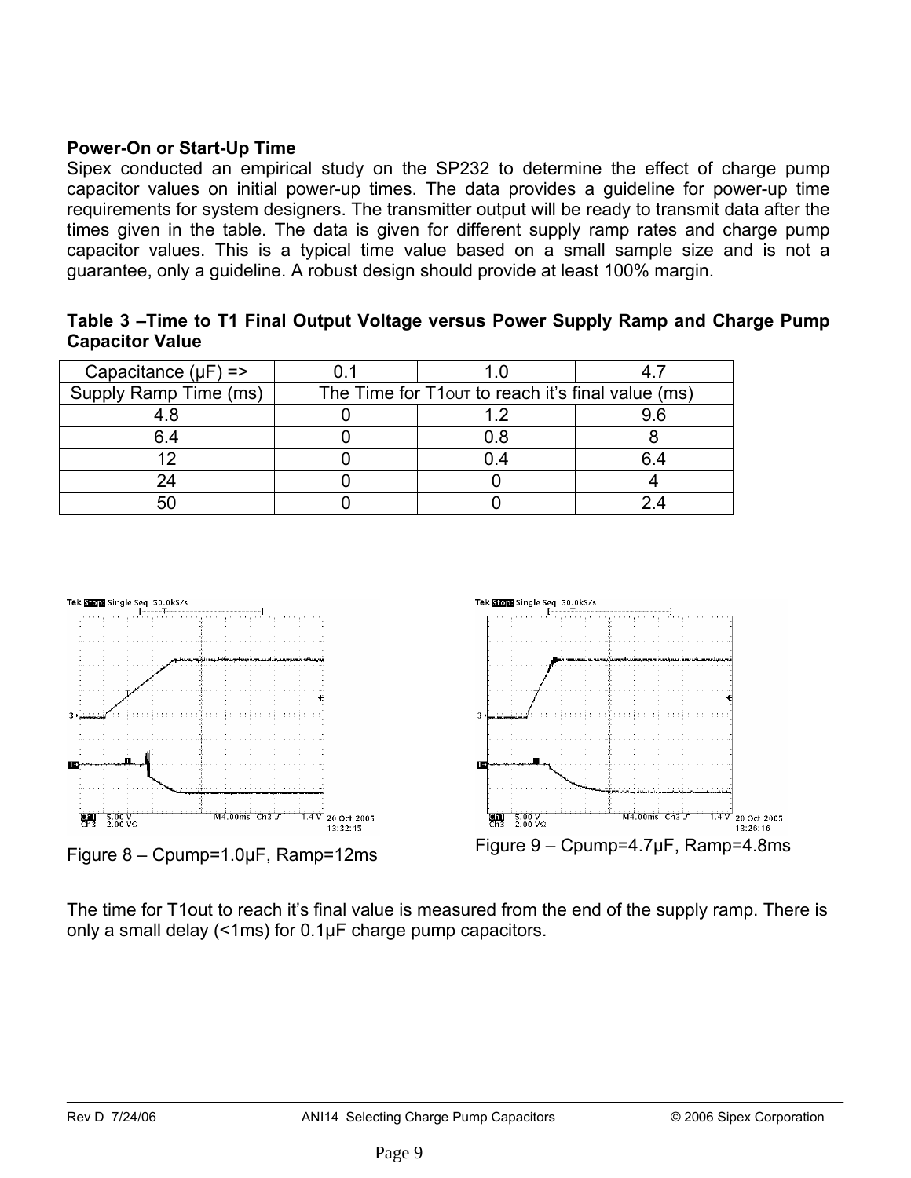**Power-On or Start-Up Time**

Sipex conducted an empirical study on the SP232 to determine the effect of charge pump capacitor values on initial power-up times. The data provides a guideline for power-up time requirements for system designers. The transmitter output will be ready to transmit data after the times given in the table. The data is given for different supply ramp rates and charge pump capacitor values. This is a typical time value based on a small sample size and is not a guarantee, only a guideline. A robust design should provide at least 100% margin.

**Table 3 –Time to T1 Final Output Voltage versus Power Supply Ramp and Charge Pump Capacitor Value**

| Capacitance (μF) => | 0.1 | 1.0 | 4.7 |
|---|---|---|---|
| Supply Ramp Time (ms) | The Time for $T1_{OUT}$ to reach it's final value (ms) | | |
| 4.8 | 0 | 1.2 | 9.6 |
| 6.4 | 0 | 0.8 | 8 |
| 12 | 0 | 0.4 | 6.4 |
| 24 | 0 | 0 | 4 |
| 50 | 0 | 0 | 2.4 |

Figure 8 – Cpump=1.0μF, Ramp=12ms

Figure 9 – Cpump=4.7μF, Ramp=4.8ms

The time for T1out to reach it's final value is measured from the end of the supply ramp. There is only a small delay (<1ms) for 0.1μF charge pump capacitors.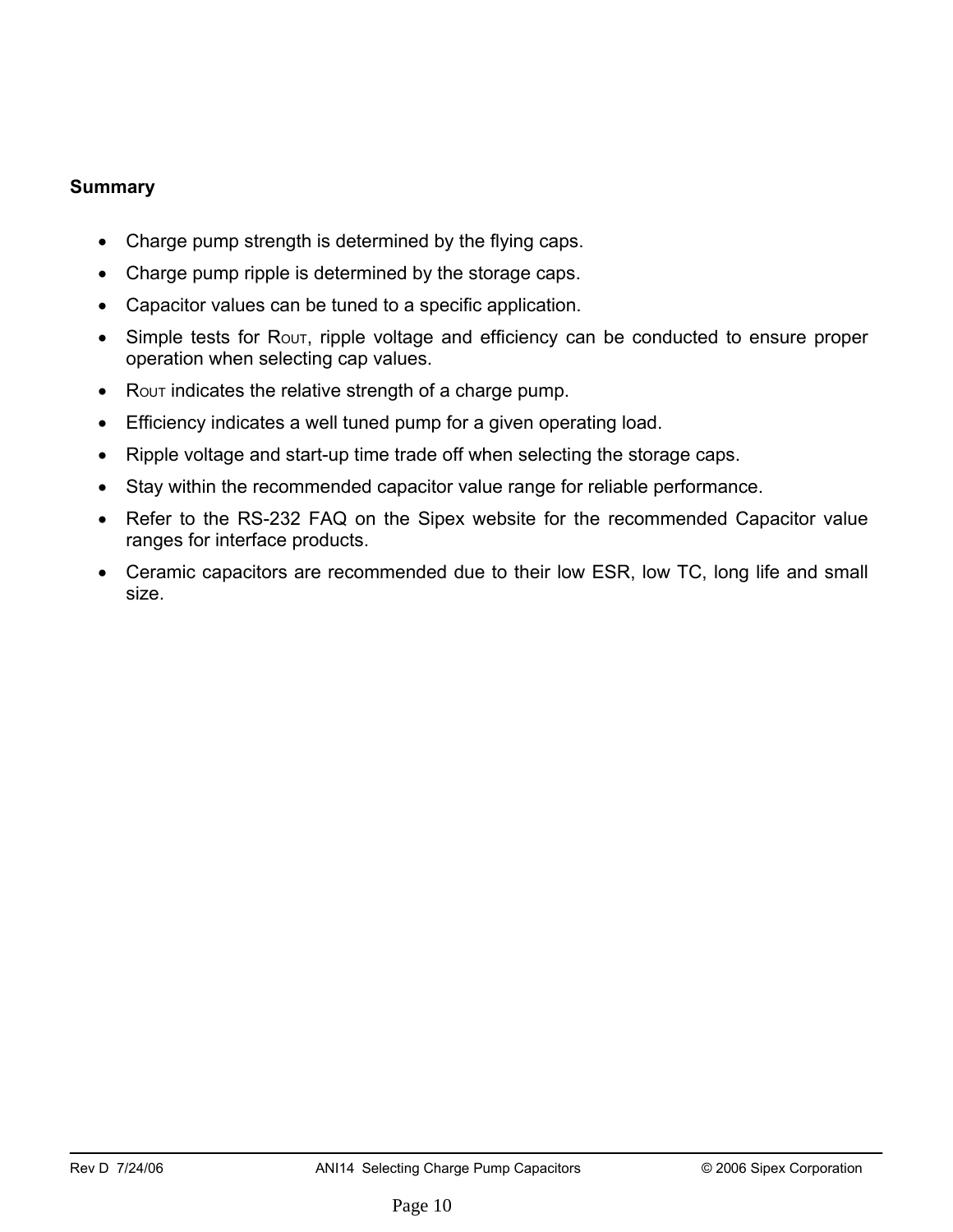**Summary**

- Charge pump strength is determined by the flying caps.
- Charge pump ripple is determined by the storage caps.
- Capacitor values can be tuned to a specific application.
- Simple tests for $R_{OUT}$, ripple voltage and efficiency can be conducted to ensure proper operation when selecting cap values.
- $R_{OUT}$ indicates the relative strength of a charge pump.
- Efficiency indicates a well tuned pump for a given operating load.
- Ripple voltage and start-up time trade off when selecting the storage caps.
- Stay within the recommended capacitor value range for reliable performance.
- Refer to the RS-232 FAQ on the Sipex website for the recommended Capacitor value ranges for interface products.
- Ceramic capacitors are recommended due to their low ESR, low TC, long life and small size.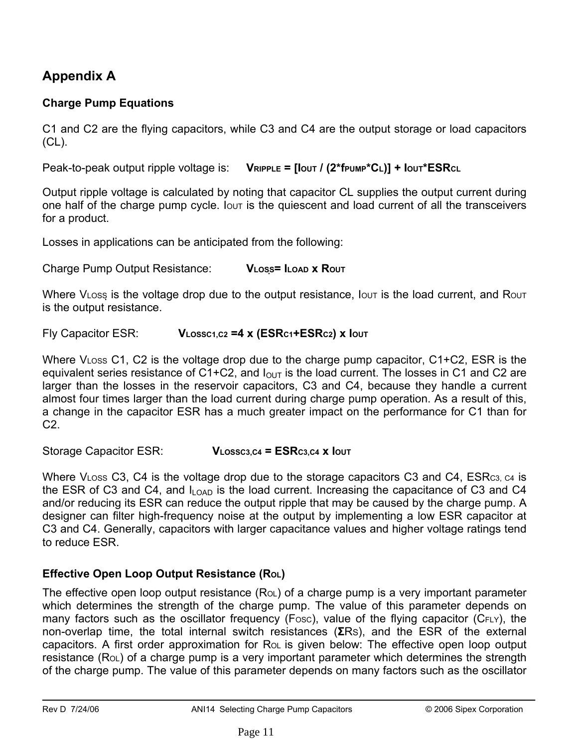# Appendix A

## Charge Pump Equations

C1 and C2 are the flying capacitors, while C3 and C4 are the output storage or load capacitors (CL).

Peak-to-peak output ripple voltage is: $V_{RIPPLE} = [I_{OUT} / (2*f_{PUMP}*C_L)] + I_{OUT}*ESR_{CL}$

Output ripple voltage is calculated by noting that capacitor CL supplies the output current during one half of the charge pump cycle. $I_{OUT}$ is the quiescent and load current of all the transceivers for a product.

Losses in applications can be anticipated from the following:

Charge Pump Output Resistance: $V_{LOSS} = I_{LOAD} \times R_{OUT}$

Where $V_{LOSS}$ is the voltage drop due to the output resistance, $I_{OUT}$ is the load current, and $R_{OUT}$ is the output resistance.

Fly Capacitor ESR: $V_{LOSSC1,C2} = 4 \times (ESR_{C1}+ESR_{C2}) \times I_{OUT}$

Where $V_{LOSS}$ C1, C2 is the voltage drop due to the charge pump capacitor, C1+C2, ESR is the equivalent series resistance of C1+C2, and $I_{OUT}$ is the load current. The losses in C1 and C2 are larger than the losses in the reservoir capacitors, C3 and C4, because they handle a current almost four times larger than the load current during charge pump operation. As a result of this, a change in the capacitor ESR has a much greater impact on the performance for C1 than for C2.

Storage Capacitor ESR: $V_{LOSSC3,C4} = ESR_{C3,C4} \times I_{OUT}$

Where $V_{LOSS}$ C3, C4 is the voltage drop due to the storage capacitors C3 and C4, $ESR_{C3,\ C4}$ is the ESR of C3 and C4, and $I_{LOAD}$ is the load current. Increasing the capacitance of C3 and C4 and/or reducing its ESR can reduce the output ripple that may be caused by the charge pump. A designer can filter high-frequency noise at the output by implementing a low ESR capacitor at C3 and C4. Generally, capacitors with larger capacitance values and higher voltage ratings tend to reduce ESR.

### Effective Open Loop Output Resistance ($R_{OL}$)

The effective open loop output resistance ($R_{OL}$) of a charge pump is a very important parameter which determines the strength of the charge pump. The value of this parameter depends on many factors such as the oscillator frequency ($F_{OSC}$), value of the flying capacitor ($C_{FLY}$), the non-overlap time, the total internal switch resistances ($\Sigma R_S$), and the ESR of the external capacitors. A first order approximation for $R_{OL}$ is given below: The effective open loop output resistance ($R_{OL}$) of a charge pump is a very important parameter which determines the strength of the charge pump. The value of this parameter depends on many factors such as the oscillator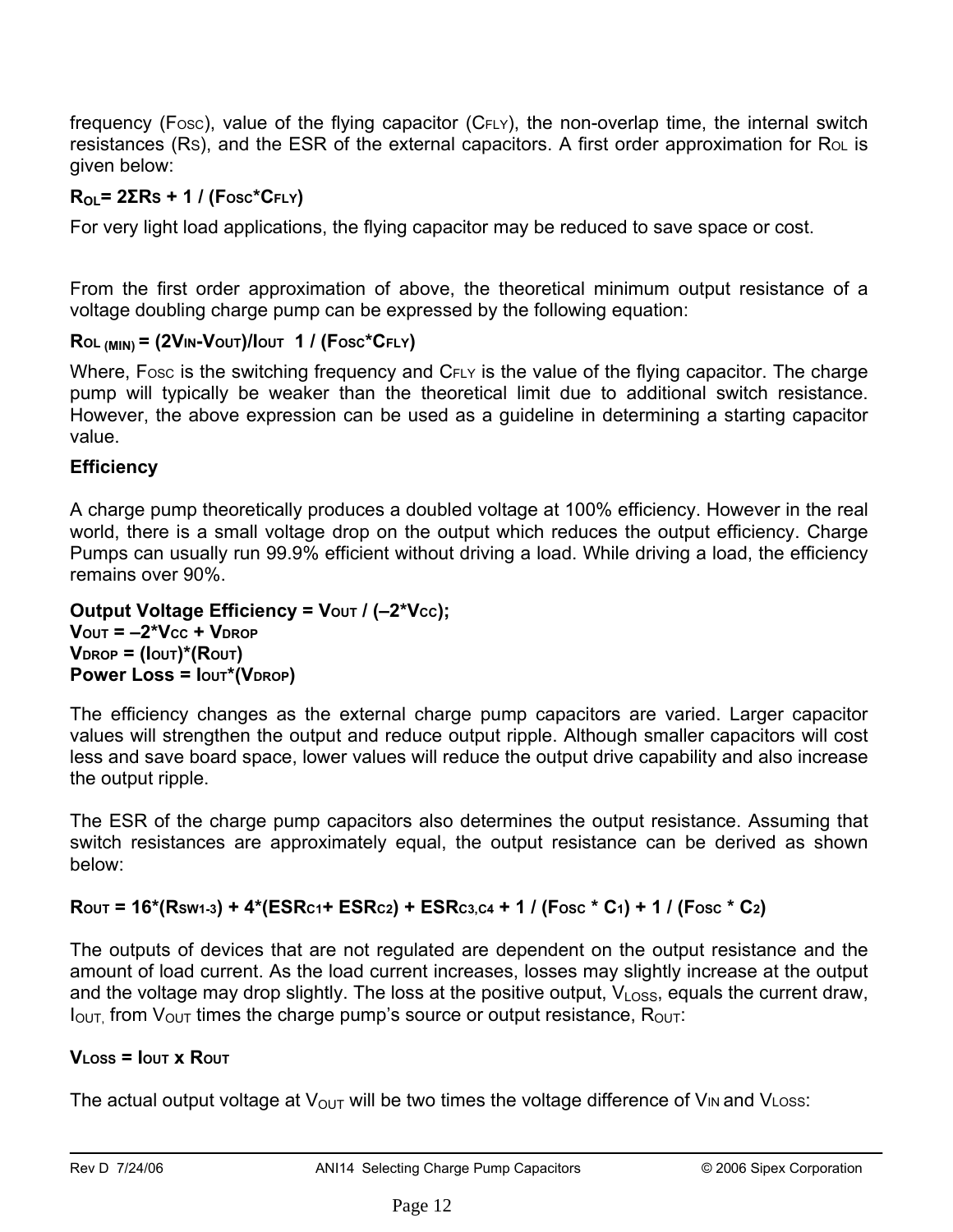frequency ($F_{OSC}$), value of the flying capacitor ($C_{FLY}$), the non-overlap time, the internal switch resistances ($R_S$), and the ESR of the external capacitors. A first order approximation for $R_{OL}$ is given below:

$$R_{OL} = 2\Sigma R_S + 1 / (F_{OSC} * C_{FLY})$$

For very light load applications, the flying capacitor may be reduced to save space or cost.

From the first order approximation of above, the theoretical minimum output resistance of a voltage doubling charge pump can be expressed by the following equation:

$$R_{OL\,(MIN)} = (2V_{IN} - V_{OUT}) / I_{OUT} \quad 1 / (F_{OSC} * C_{FLY})$$

Where, $F_{OSC}$ is the switching frequency and $C_{FLY}$ is the value of the flying capacitor. The charge pump will typically be weaker than the theoretical limit due to additional switch resistance. However, the above expression can be used as a guideline in determining a starting capacitor value.

**Efficiency**

A charge pump theoretically produces a doubled voltage at 100% efficiency. However in the real world, there is a small voltage drop on the output which reduces the output efficiency. Charge Pumps can usually run 99.9% efficient without driving a load. While driving a load, the efficiency remains over 90%.

**Output Voltage Efficiency** $= V_{OUT} / (-2 * V_{CC})$;
$V_{OUT} = -2 * V_{CC} + V_{DROP}$
$V_{DROP} = (I_{OUT}) * (R_{OUT})$
**Power Loss** $= I_{OUT} * (V_{DROP})$

The efficiency changes as the external charge pump capacitors are varied. Larger capacitor values will strengthen the output and reduce output ripple. Although smaller capacitors will cost less and save board space, lower values will reduce the output drive capability and also increase the output ripple.

The ESR of the charge pump capacitors also determines the output resistance. Assuming that switch resistances are approximately equal, the output resistance can be derived as shown below:

$$R_{OUT} = 16 * (R_{SW1\text{-}3}) + 4 * (ESR_{C1} + ESR_{C2}) + ESR_{C3,C4} + 1 / (F_{OSC} * C_1) + 1 / (F_{OSC} * C_2)$$

The outputs of devices that are not regulated are dependent on the output resistance and the amount of load current. As the load current increases, losses may slightly increase at the output and the voltage may drop slightly. The loss at the positive output, $V_{LOSS}$, equals the current draw, $I_{OUT,}$ from $V_{OUT}$ times the charge pump's source or output resistance, $R_{OUT}$:

$$V_{LOSS} = I_{OUT} \times R_{OUT}$$

The actual output voltage at $V_{OUT}$ will be two times the voltage difference of $V_{IN}$ and $V_{LOSS}$: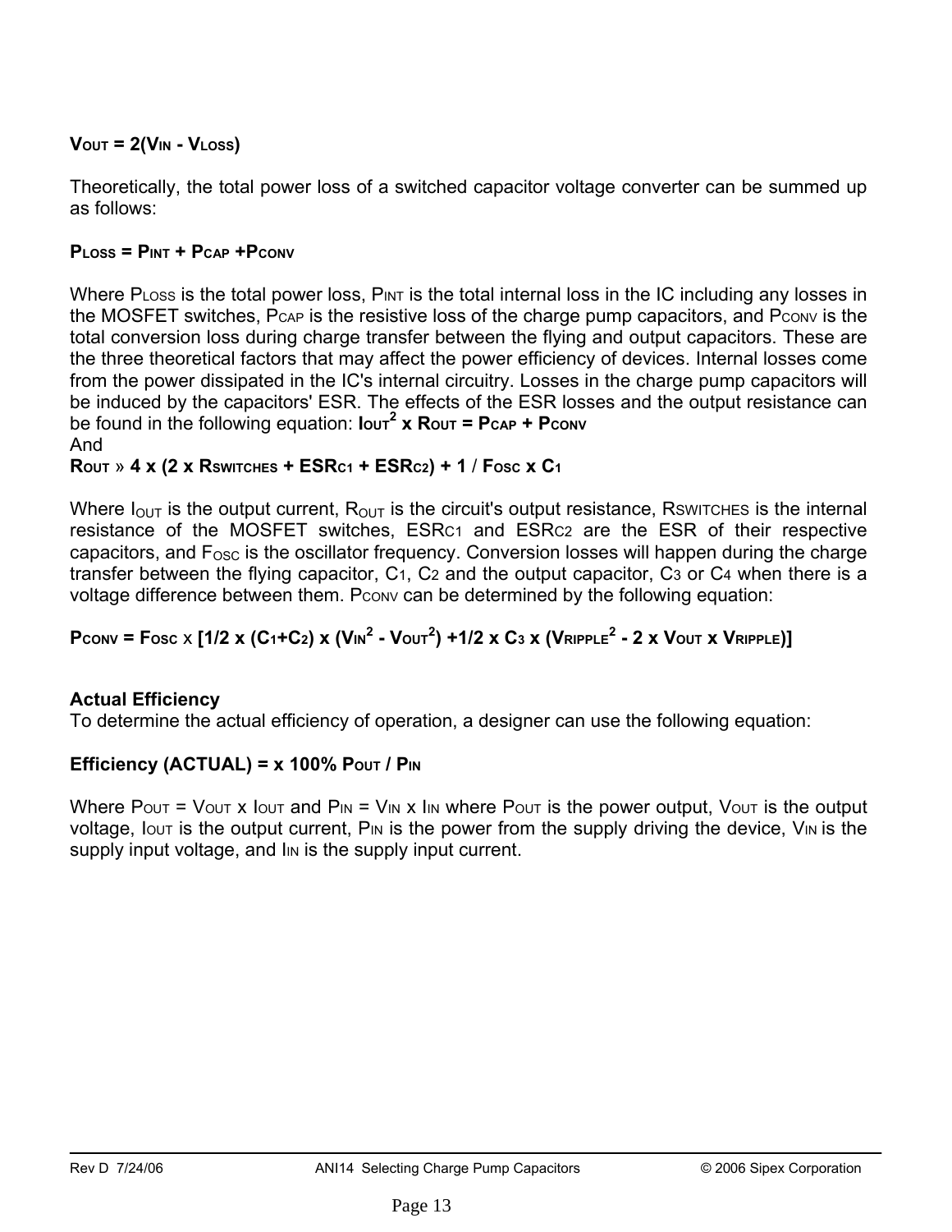$$V_{OUT} = 2(V_{IN} - V_{LOSS})$$

Theoretically, the total power loss of a switched capacitor voltage converter can be summed up as follows:

$$P_{LOSS} = P_{INT} + P_{CAP} + P_{CONV}$$

Where $P_{LOSS}$ is the total power loss, $P_{INT}$ is the total internal loss in the IC including any losses in the MOSFET switches, $P_{CAP}$ is the resistive loss of the charge pump capacitors, and $P_{CONV}$ is the total conversion loss during charge transfer between the flying and output capacitors. These are the three theoretical factors that may affect the power efficiency of devices. Internal losses come from the power dissipated in the IC's internal circuitry. Losses in the charge pump capacitors will be induced by the capacitors' ESR. The effects of the ESR losses and the output resistance can be found in the following equation: $I_{OUT}^2 \times R_{OUT} = P_{CAP} + P_{CONV}$

And

$$R_{OUT} \approx 4 \times (2 \times R_{SWITCHES} + ESR_{C1} + ESR_{C2}) + 1 / F_{OSC} \times C_1$$

Where $I_{OUT}$ is the output current, $R_{OUT}$ is the circuit's output resistance, $R_{SWITCHES}$ is the internal resistance of the MOSFET switches, $ESR_{C1}$ and $ESR_{C2}$ are the ESR of their respective capacitors, and $F_{OSC}$ is the oscillator frequency. Conversion losses will happen during the charge transfer between the flying capacitor, $C_1$, $C_2$ and the output capacitor, $C_3$ or $C_4$ when there is a voltage difference between them. $P_{CONV}$ can be determined by the following equation:

$$P_{CONV} = F_{OSC} \times [1/2 \times (C_1+C_2) \times (V_{IN}^2 - V_{OUT}^2) + 1/2 \times C_3 \times (V_{RIPPLE}^2 - 2 \times V_{OUT} \times V_{RIPPLE})]$$

**Actual Efficiency**

To determine the actual efficiency of operation, a designer can use the following equation:

**Efficiency (ACTUAL) = x 100% $P_{OUT}$ / $P_{IN}$**

Where $P_{OUT} = V_{OUT} \times I_{OUT}$ and $P_{IN} = V_{IN} \times I_{IN}$ where $P_{OUT}$ is the power output, $V_{OUT}$ is the output voltage, $I_{OUT}$ is the output current, $P_{IN}$ is the power from the supply driving the device, $V_{IN}$ is the supply input voltage, and $I_{IN}$ is the supply input current.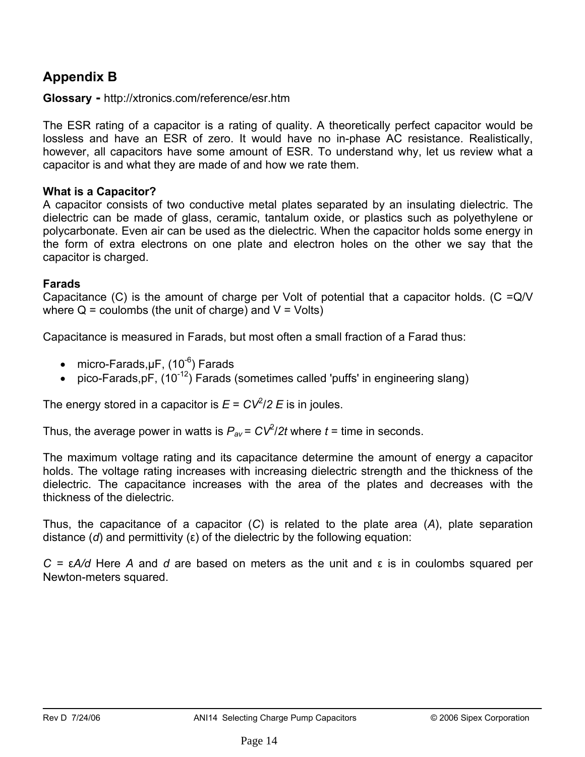## Appendix B

**Glossary -** http://xtronics.com/reference/esr.htm

The ESR rating of a capacitor is a rating of quality. A theoretically perfect capacitor would be lossless and have an ESR of zero. It would have no in-phase AC resistance. Realistically, however, all capacitors have some amount of ESR. To understand why, let us review what a capacitor is and what they are made of and how we rate them.

**What is a Capacitor?**
A capacitor consists of two conductive metal plates separated by an insulating dielectric. The dielectric can be made of glass, ceramic, tantalum oxide, or plastics such as polyethylene or polycarbonate. Even air can be used as the dielectric. When the capacitor holds some energy in the form of extra electrons on one plate and electron holes on the other we say that the capacitor is charged.

**Farads**
Capacitance (C) is the amount of charge per Volt of potential that a capacitor holds. (C =Q/V where Q = coulombs (the unit of charge) and V = Volts)

Capacitance is measured in Farads, but most often a small fraction of a Farad thus:

- micro-Farads,μF, ($10^{-6}$) Farads
- pico-Farads,pF, ($10^{-12}$) Farads (sometimes called 'puffs' in engineering slang)

The energy stored in a capacitor is $E = CV^2/2$ $E$ is in joules.

Thus, the average power in watts is $P_{av} = CV^2/2t$ where $t$ = time in seconds.

The maximum voltage rating and its capacitance determine the amount of energy a capacitor holds. The voltage rating increases with increasing dielectric strength and the thickness of the dielectric. The capacitance increases with the area of the plates and decreases with the thickness of the dielectric.

Thus, the capacitance of a capacitor ($C$) is related to the plate area ($A$), plate separation distance ($d$) and permittivity (ε) of the dielectric by the following equation:

$C = \varepsilon A/d$ Here $A$ and $d$ are based on meters as the unit and ε is in coulombs squared per Newton-meters squared.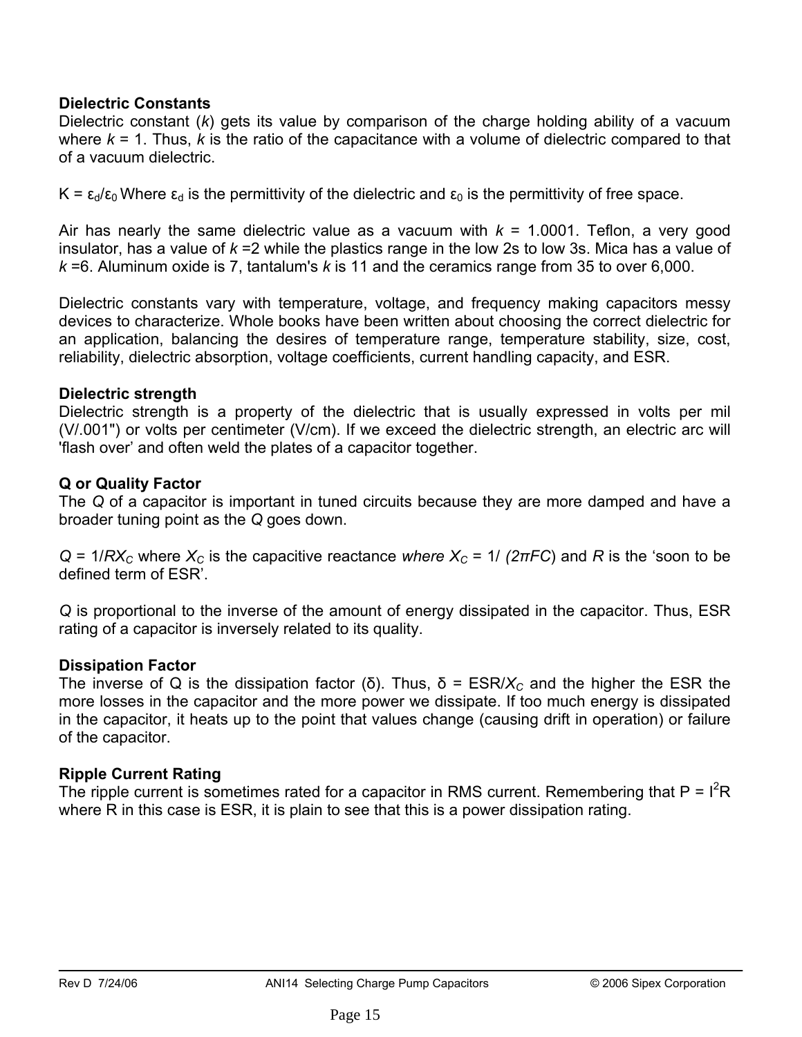**Dielectric Constants**

Dielectric constant (*k*) gets its value by comparison of the charge holding ability of a vacuum where $k = 1$. Thus, *k* is the ratio of the capacitance with a volume of dielectric compared to that of a vacuum dielectric.

$K = \varepsilon_d/\varepsilon_0$ Where $\varepsilon_d$ is the permittivity of the dielectric and $\varepsilon_0$ is the permittivity of free space.

Air has nearly the same dielectric value as a vacuum with $k = 1.0001$. Teflon, a very good insulator, has a value of $k = 2$ while the plastics range in the low 2s to low 3s. Mica has a value of $k = 6$. Aluminum oxide is 7, tantalum's *k* is 11 and the ceramics range from 35 to over 6,000.

Dielectric constants vary with temperature, voltage, and frequency making capacitors messy devices to characterize. Whole books have been written about choosing the correct dielectric for an application, balancing the desires of temperature range, temperature stability, size, cost, reliability, dielectric absorption, voltage coefficients, current handling capacity, and ESR.

**Dielectric strength**

Dielectric strength is a property of the dielectric that is usually expressed in volts per mil (V/.001") or volts per centimeter (V/cm). If we exceed the dielectric strength, an electric arc will 'flash over' and often weld the plates of a capacitor together.

**Q or Quality Factor**

The *Q* of a capacitor is important in tuned circuits because they are more damped and have a broader tuning point as the *Q* goes down.

$Q = 1/RX_C$ where $X_C$ is the capacitive reactance *where* $X_C = 1/(2\pi FC)$ and *R* is the 'soon to be defined term of ESR'.

*Q* is proportional to the inverse of the amount of energy dissipated in the capacitor. Thus, ESR rating of a capacitor is inversely related to its quality.

**Dissipation Factor**

The inverse of Q is the dissipation factor ($\delta$). Thus, $\delta = ESR/X_C$ and the higher the ESR the more losses in the capacitor and the more power we dissipate. If too much energy is dissipated in the capacitor, it heats up to the point that values change (causing drift in operation) or failure of the capacitor.

**Ripple Current Rating**

The ripple current is sometimes rated for a capacitor in RMS current. Remembering that $P = I^2R$ where R in this case is ESR, it is plain to see that this is a power dissipation rating.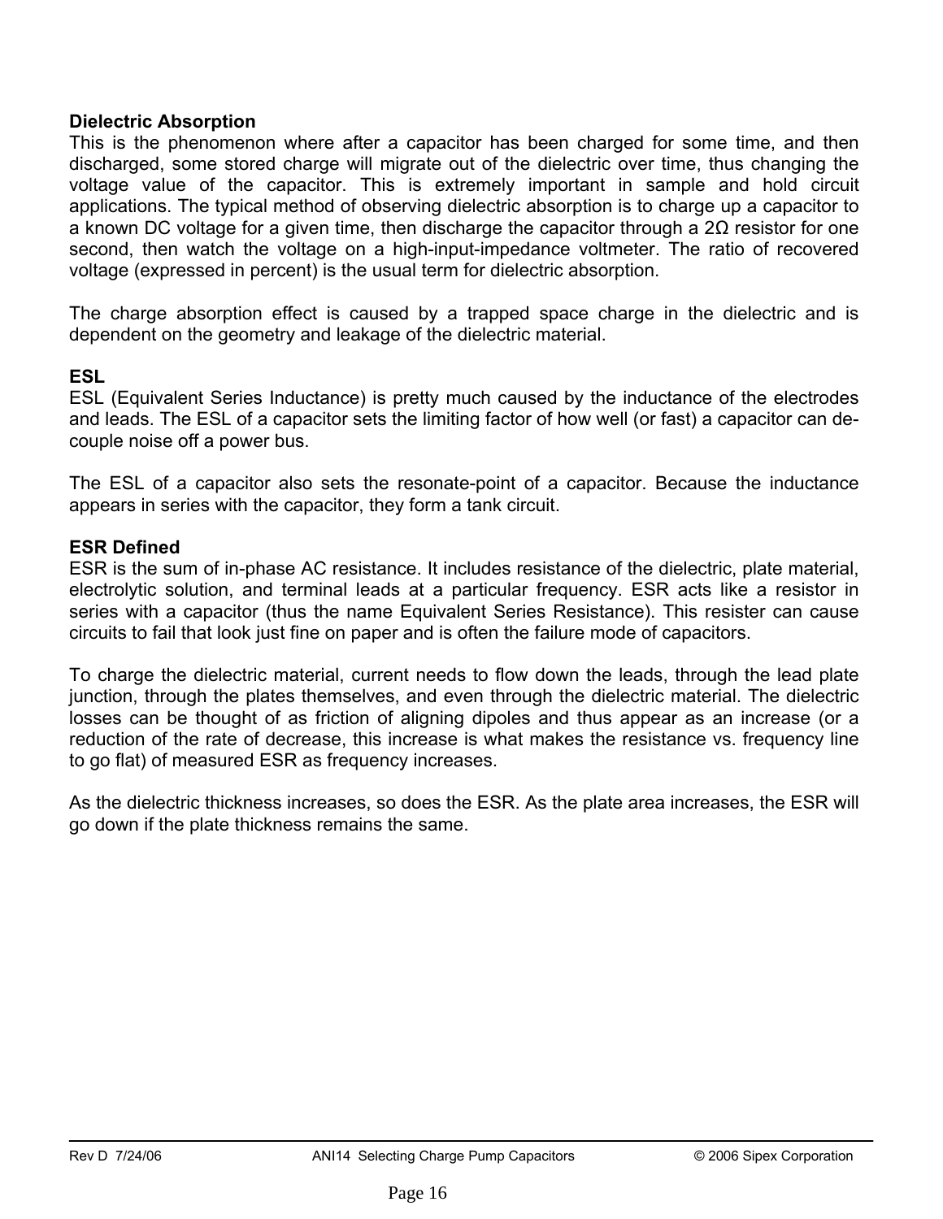**Dielectric Absorption**

This is the phenomenon where after a capacitor has been charged for some time, and then discharged, some stored charge will migrate out of the dielectric over time, thus changing the voltage value of the capacitor. This is extremely important in sample and hold circuit applications. The typical method of observing dielectric absorption is to charge up a capacitor to a known DC voltage for a given time, then discharge the capacitor through a 2Ω resistor for one second, then watch the voltage on a high-input-impedance voltmeter. The ratio of recovered voltage (expressed in percent) is the usual term for dielectric absorption.

The charge absorption effect is caused by a trapped space charge in the dielectric and is dependent on the geometry and leakage of the dielectric material.

**ESL**

ESL (Equivalent Series Inductance) is pretty much caused by the inductance of the electrodes and leads. The ESL of a capacitor sets the limiting factor of how well (or fast) a capacitor can de-couple noise off a power bus.

The ESL of a capacitor also sets the resonate-point of a capacitor. Because the inductance appears in series with the capacitor, they form a tank circuit.

**ESR Defined**

ESR is the sum of in-phase AC resistance. It includes resistance of the dielectric, plate material, electrolytic solution, and terminal leads at a particular frequency. ESR acts like a resistor in series with a capacitor (thus the name Equivalent Series Resistance). This resister can cause circuits to fail that look just fine on paper and is often the failure mode of capacitors.

To charge the dielectric material, current needs to flow down the leads, through the lead plate junction, through the plates themselves, and even through the dielectric material. The dielectric losses can be thought of as friction of aligning dipoles and thus appear as an increase (or a reduction of the rate of decrease, this increase is what makes the resistance vs. frequency line to go flat) of measured ESR as frequency increases.

As the dielectric thickness increases, so does the ESR. As the plate area increases, the ESR will go down if the plate thickness remains the same.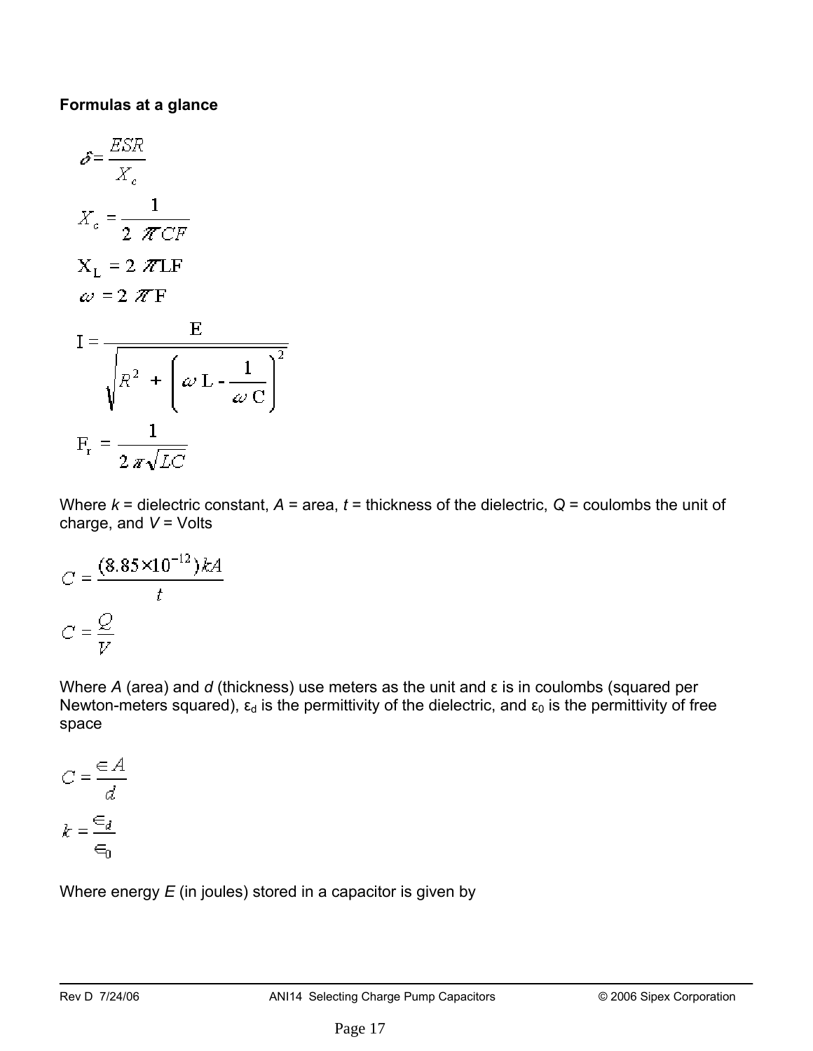**Formulas at a glance**

$$\delta = \frac{ESR}{X_c}$$

$$X_c = \frac{1}{2\pi CF}$$

$$X_L = 2\pi LF$$

$$\omega = 2\pi F$$

$$I = \frac{E}{\sqrt{R^2 + \left(\omega L - \frac{1}{\omega C}\right)^2}}$$

$$F_r = \frac{1}{2\pi\sqrt{LC}}$$

Where *k* = dielectric constant, *A* = area, *t* = thickness of the dielectric, *Q* = coulombs the unit of charge, and *V* = Volts

$$C = \frac{(8.85 \times 10^{-12})kA}{t}$$

$$C = \frac{Q}{V}$$

Where *A* (area) and *d* (thickness) use meters as the unit and ε is in coulombs (squared per Newton-meters squared), $\varepsilon_d$ is the permittivity of the dielectric, and $\varepsilon_0$ is the permittivity of free space

$$C = \frac{\epsilon A}{d}$$

$$k = \frac{\epsilon_d}{\epsilon_0}$$

Where energy *E* (in joules) stored in a capacitor is given by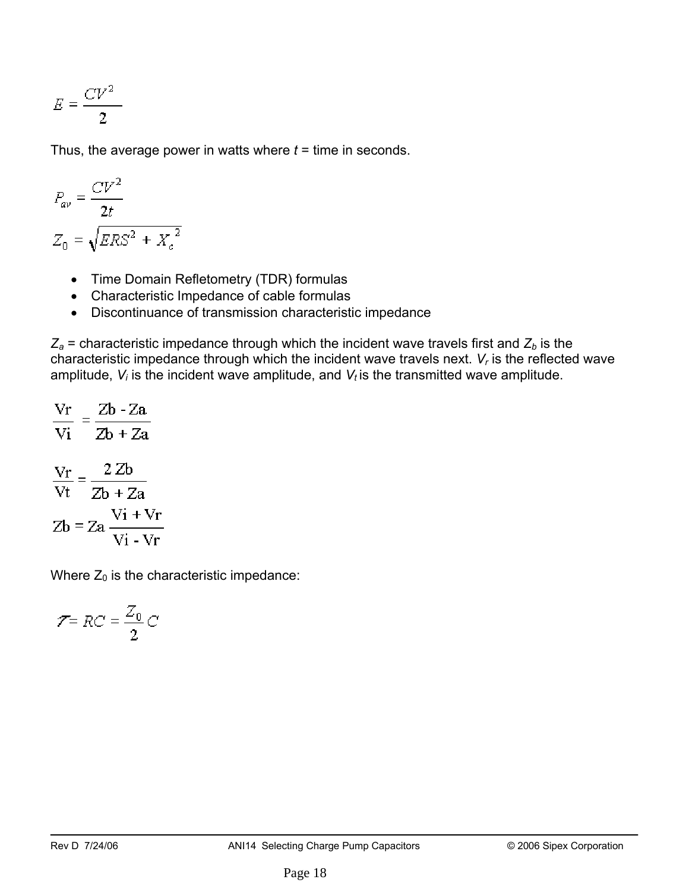$$E = \frac{CV^2}{2}$$

Thus, the average power in watts where *t* = time in seconds.

$$P_{av} = \frac{CV^2}{2t}$$

$$Z_0 = \sqrt{ERS^2 + X_c^{\ 2}}$$

- Time Domain Refletometry (TDR) formulas
- Characteristic Impedance of cable formulas
- Discontinuance of transmission characteristic impedance

$Z_a$ = characteristic impedance through which the incident wave travels first and $Z_b$ is the characteristic impedance through which the incident wave travels next. $V_r$ is the reflected wave amplitude, $V_i$ is the incident wave amplitude, and $V_t$ is the transmitted wave amplitude.

$$\frac{\mathrm{Vr}}{\mathrm{Vi}} = \frac{\mathrm{Zb - Za}}{\mathrm{Zb + Za}}$$

$$\frac{\mathrm{Vr}}{\mathrm{Vt}} = \frac{2\,\mathrm{Zb}}{\mathrm{Zb + Za}}$$

$$\mathrm{Zb} = \mathrm{Za}\,\frac{\mathrm{Vi + Vr}}{\mathrm{Vi - Vr}}$$

Where $Z_0$ is the characteristic impedance:

$$\tau = RC = \frac{Z_0}{2}C$$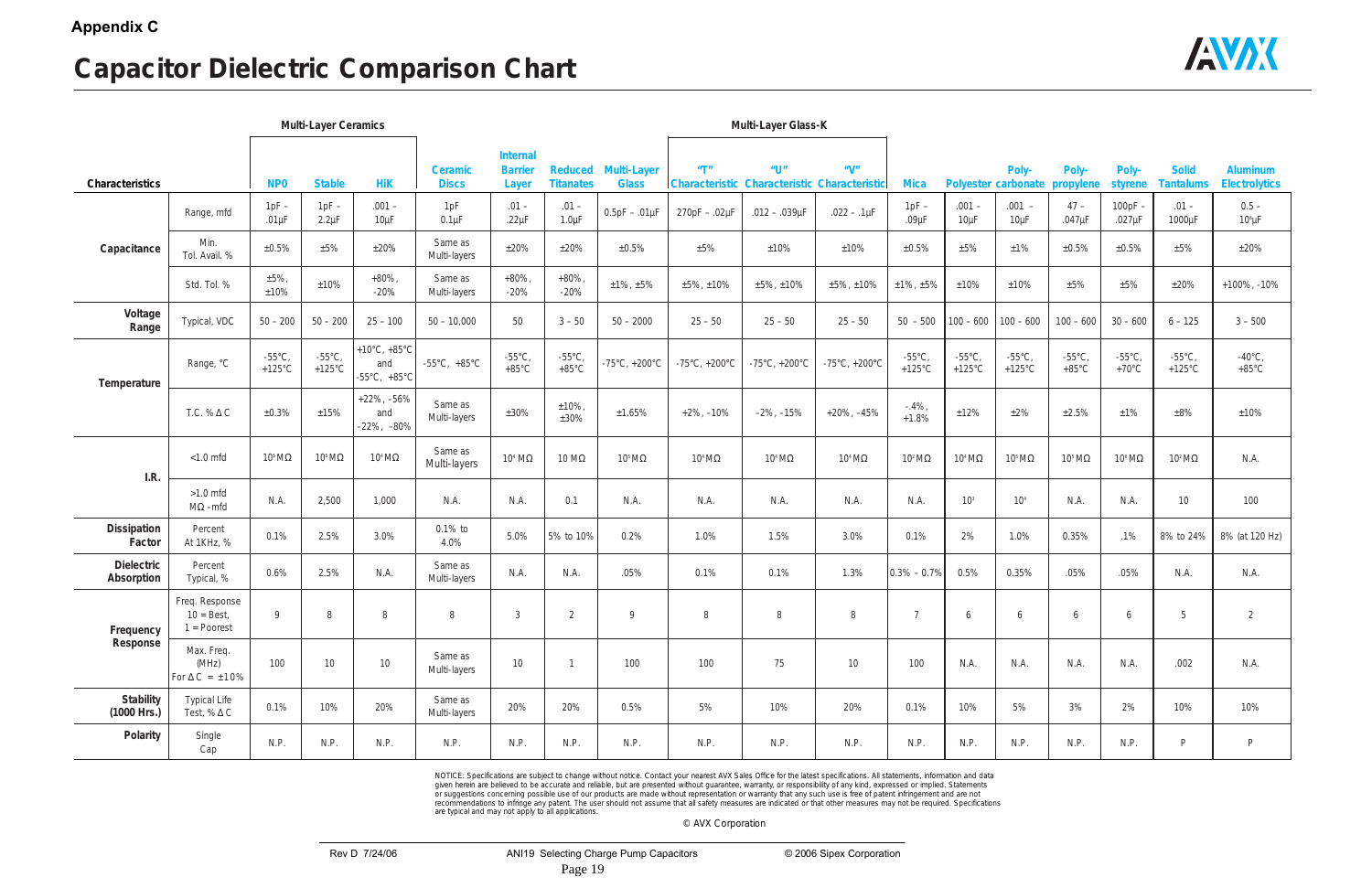Appendix C

# Capacitor Dielectric Comparison Chart

| Characteristics | | Multi-Layer Ceramics NPO | Multi-Layer Ceramics Stable | Multi-Layer Ceramics HiK | Ceramic Discs | Internal Barrier Layer | Reduced Titanates | Multi-Layer Glass | Multi-Layer Glass-K "T" Characteristic | Multi-Layer Glass-K "U" Characteristic | Multi-Layer Glass-K "V" Characteristic | Mica | Polyester | Poly-carbonate | Poly-propylene | Poly-styrene | Solid Tantalums | Aluminum Electrolytics |
|---|---|---|---|---|---|---|---|---|---|---|---|---|---|---|---|---|---|---|
| Capacitance | Range, mfd | 1pF – .01µF | 1pF – 2.2µF | .001 – 10µF | 1pF 0.1µF | .01 – .22µF | .01 – 1.0µF | 0.5pF – .01µF | 270pF – .02µF | .012 – .039µF | .022 – .1µF | 1pF – .09µF | .001 – 10µF | .001 – 10µF | 47 – .047µF | 100pF – .027µF | .01 – 1000µF | 0.5 – $10^6$µF |
| | Min. Tol. Avail. % | ±0.5% | ±5% | ±20% | Same as Multi-layers | ±20% | ±20% | ±0.5% | ±5% | ±10% | ±10% | ±0.5% | ±5% | ±1% | ±0.5% | ±0.5% | ±5% | ±20% |
| | Std. Tol. % | ±5%, ±10% | ±10% | +80%, -20% | Same as Multi-layers | +80%, -20% | +80%, -20% | ±1%, ±5% | ±5%, ±10% | ±5%, ±10% | ±5%, ±10% | ±1%, ±5% | ±10% | ±10% | ±5% | ±5% | ±20% | +100%, -10% |
| Voltage Range | Typical, VDC | 50 – 200 | 50 – 200 | 25 – 100 | 50 – 10,000 | 50 | 3 – 50 | 50 – 2000 | 25 – 50 | 25 – 50 | 25 – 50 | 50 – 500 | 100 – 600 | 100 – 600 | 100 – 600 | 30 – 600 | 6 – 125 | 3 – 500 |
| Temperature | Range, °C | -55°C, +125°C | -55°C, +125°C | +10°C, +85°C and -55°C, +85°C | -55°C, +85°C | -55°C, +85°C | -55°C, +85°C | -75°C, +200°C | -75°C, +200°C | -75°C, +200°C | -75°C, +200°C | -55°C, +125°C | -55°C, +125°C | -55°C, +125°C | -55°C, +85°C | -55°C, +70°C | -55°C, +125°C | -40°C, +85°C |
| | T.C. % ΔC | ±0.3% | ±15% | +22%, -56% and -22%, -80% | Same as Multi-layers | ±30% | ±10%, ±30% | ±1.65% | +2%, -10% | -2%, -15% | +20%, -45% | -.4%, +1.8% | ±12% | ±2% | ±2.5% | ±1% | ±8% | ±10% |
| I.R. | <1.0 mfd | $10^5$MΩ | $10^5$MΩ | $10^4$MΩ | Same as Multi-layers | $10^4$MΩ | 10 MΩ | $10^5$MΩ | $10^6$MΩ | $10^6$MΩ | $10^6$MΩ | $10^2$MΩ | $10^4$MΩ | $10^5$MΩ | $10^5$MΩ | $10^6$MΩ | $10^2$MΩ | N.A. |
| | >1.0 mfd MΩ –mfd | N.A. | 2,500 | 1,000 | N.A. | N.A. | 0.1 | N.A. | N.A. | N.A. | N.A. | N.A. | $10^3$ | $10^4$ | N.A. | N.A. | 10 | 100 |
| Dissipation Factor | Percent At 1KHz, % | 0.1% | 2.5% | 3.0% | 0.1% to 4.0% | 5.0% | 5% to 10% | 0.2% | 1.0% | 1.5% | 3.0% | 0.1% | 2% | 1.0% | 0.35% | .1% | 8% to 24% | 8% (at 120 Hz) |
| Dielectric Absorption | Percent Typical, % | 0.6% | 2.5% | N.A. | Same as Multi-layers | N.A. | N.A. | .05% | 0.1% | 0.1% | 1.3% | 0.3% – 0.7% | 0.5% | 0.35% | .05% | .05% | N.A. | N.A. |
| Frequency Response | Freq. Response 10 = Best, 1 = Poorest | 9 | 8 | 8 | 8 | 3 | 2 | 9 | 8 | 8 | 8 | 7 | 6 | 6 | 6 | 6 | 5 | 2 |
| | Max. Freq. (MHz) For ΔC = ±10% | 100 | 10 | 10 | Same as Multi-layers | 10 | 1 | 100 | 100 | 75 | 10 | 100 | N.A. | N.A. | N.A. | N.A. | .002 | N.A. |
| Stability (1000 Hrs.) | Typical Life Test, % ΔC | 0.1% | 10% | 20% | Same as Multi-layers | 20% | 20% | 0.5% | 5% | 10% | 20% | 0.1% | 10% | 5% | 3% | 2% | 10% | 10% |
| Polarity | Single Cap | N.P. | N.P. | N.P. | N.P. | N.P. | N.P. | N.P. | N.P. | N.P. | N.P. | N.P. | N.P. | N.P. | N.P. | N.P. | P | P |

NOTICE: Specifications are subject to change without notice. Contact your nearest AVX Sales Office for the latest specifications. All statements, information and data given herein are believed to be accurate and reliable, but are presented without guarantee, warranty, or responsibility of any kind, expressed or implied. Statements or suggestions concerning possible use of our products are made without representation or warranty that any such use is free of patent infringement and are not recommendations to infringe any patent. The user should not assume that all safety measures are indicated or that other measures may not be required. Specifications are typical and may not apply to all applications.

© AVX Corporation